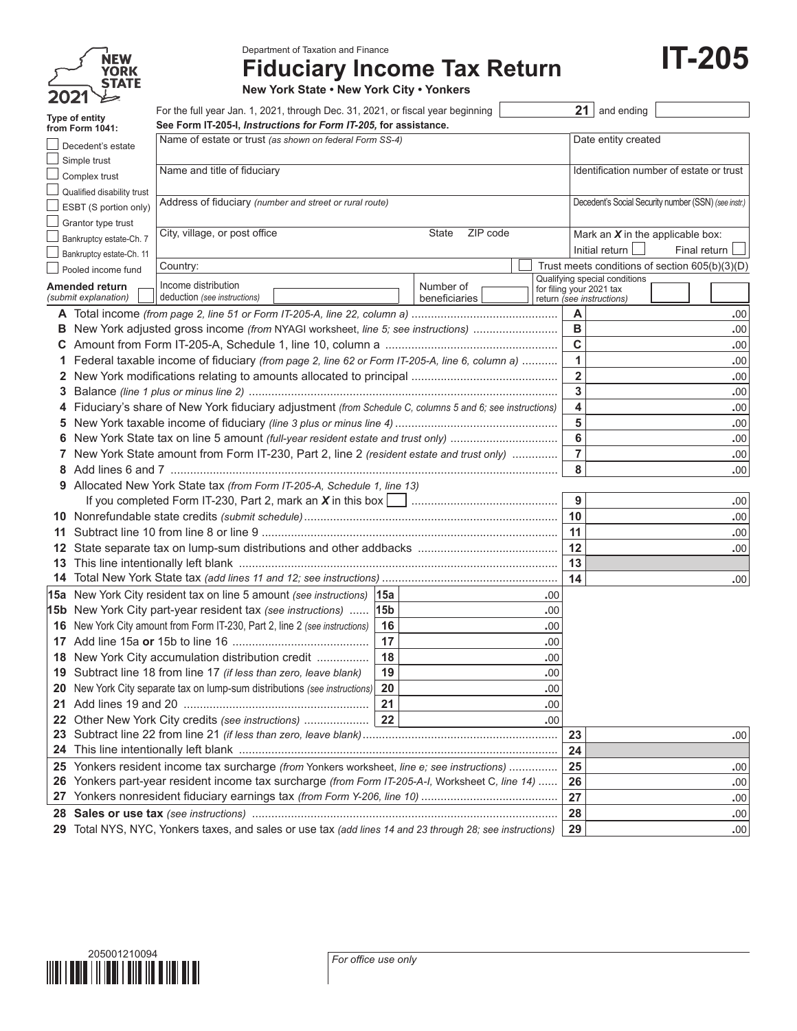# IT-205

**NEW YORK STATE 2021**

Department of Taxation and Finance

# Fiduciary Income Tax Return

**New York State • New York City • Yonkers**

For the full year Jan. 1, 2021, through Dec. 31, 2021, or fiscal year beginning [ ] **21** and ending [ ]

**See Form IT-205-I, *Instructions for Form IT-205,* for assistance.**

**Type of entity from Form 1041:**

- ☐ Decedent's estate
- ☐ Simple trust
- ☐ Complex trust
- ☐ Qualified disability trust
- ☐ ESBT (S portion only)
- ☐ Grantor type trust
- ☐ Bankruptcy estate-Ch. 7
- ☐ Bankruptcy estate-Ch. 11
- ☐ Pooled income fund

**Amended return** *(submit explanation)* ☐

| | |
|---|---|
| Name of estate or trust *(as shown on federal Form SS-4)* | Date entity created |
| Name and title of fiduciary | Identification number of estate or trust |
| Address of fiduciary *(number and street or rural route)* | Decedent's Social Security number (SSN) *(see instr.)* |
| City, village, or post office State ZIP code | Mark an ***X*** in the applicable box: Initial return ☐ Final return ☐ |
| Country: | ☐ Trust meets conditions of section 605(b)(3)(D) |

Income distribution deduction *(see instructions)* [ ] Number of beneficiaries [ ] Qualifying special conditions for filing your 2021 tax return *(see instructions)* [ ] [ ]

| | | | |
|---|---|---|---|
| **A** | Total income *(from page 2, line 51 or Form IT-205-A, line 22, column a)* | A | .00 |
| **B** | New York adjusted gross income *(from NYAGI worksheet, line 5; see instructions)* | B | .00 |
| **C** | Amount from Form IT-205-A, Schedule 1, line 10, column a | C | .00 |
| **1** | Federal taxable income of fiduciary *(from page 2, line 62 or Form IT-205-A, line 6, column a)* | 1 | .00 |
| **2** | New York modifications relating to amounts allocated to principal | 2 | .00 |
| **3** | Balance *(line 1 plus or minus line 2)* | 3 | .00 |
| **4** | Fiduciary's share of New York fiduciary adjustment *(from Schedule C, columns 5 and 6; see instructions)* | 4 | .00 |
| **5** | New York taxable income of fiduciary *(line 3 plus or minus line 4)* | 5 | .00 |
| **6** | New York State tax on line 5 amount *(full-year resident estate and trust only)* | 6 | .00 |
| **7** | New York State amount from Form IT-230, Part 2, line 2 *(resident estate and trust only)* | 7 | .00 |
| **8** | Add lines 6 and 7 | 8 | .00 |
| **9** | Allocated New York State tax *(from Form IT-205-A, Schedule 1, line 13)* If you completed Form IT-230, Part 2, mark an ***X*** in this box ☐ | 9 | .00 |
| **10** | Nonrefundable state credits *(submit schedule)* | 10 | .00 |
| **11** | Subtract line 10 from line 8 or line 9 | 11 | .00 |
| **12** | State separate tax on lump-sum distributions and other addbacks | 12 | .00 |
| **13** | This line intentionally left blank | 13 | |
| **14** | Total New York State tax *(add lines 11 and 12; see instructions)* | 14 | .00 |

| | | | |
|---|---|---|---|
| **15a** | New York City resident tax on line 5 amount *(see instructions)* | 15a | .00 |
| **15b** | New York City part-year resident tax *(see instructions)* | 15b | .00 |
| **16** | New York City amount from Form IT-230, Part 2, line 2 *(see instructions)* | 16 | .00 |
| **17** | Add line 15a **or** 15b to line 16 | 17 | .00 |
| **18** | New York City accumulation distribution credit | 18 | .00 |
| **19** | Subtract line 18 from line 17 *(if less than zero, leave blank)* | 19 | .00 |
| **20** | New York City separate tax on lump-sum distributions *(see instructions)* | 20 | .00 |
| **21** | Add lines 19 and 20 | 21 | .00 |
| **22** | Other New York City credits *(see instructions)* | 22 | .00 |

| | | | |
|---|---|---|---|
| **23** | Subtract line 22 from line 21 *(if less than zero, leave blank)* | 23 | .00 |
| **24** | This line intentionally left blank | 24 | |
| **25** | Yonkers resident income tax surcharge *(from Yonkers worksheet, line e; see instructions)* | 25 | .00 |
| **26** | Yonkers part-year resident income tax surcharge *(from Form IT-205-A-I, Worksheet C, line 14)* | 26 | .00 |
| **27** | Yonkers nonresident fiduciary earnings tax *(from Form Y-206, line 10)* | 27 | .00 |
| **28** | **Sales or use tax** *(see instructions)* | 28 | .00 |
| **29** | Total NYS, NYC, Yonkers taxes, and sales or use tax *(add lines 14 and 23 through 28; see instructions)* | 29 | .00 |

205001210094

*For office use only*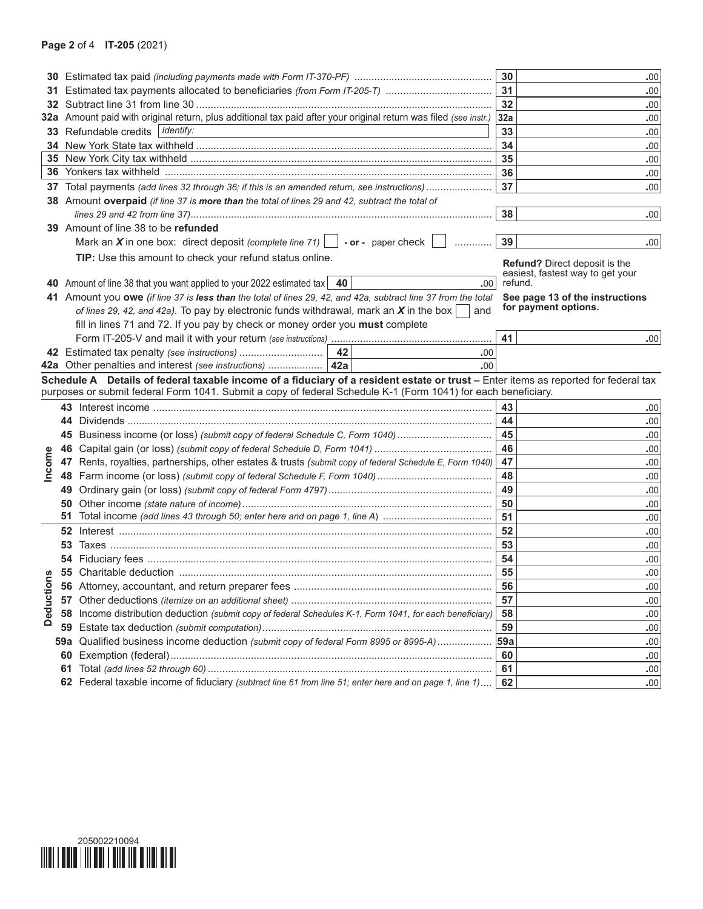| Line | Description | Box | Amount |
|---|---|---|---|
| 30 | Estimated tax paid *(including payments made with Form IT-370-PF)* | 30 | .00 |
| 31 | Estimated tax payments allocated to beneficiaries *(from Form IT-205-T)* | 31 | .00 |
| 32 | Subtract line 31 from line 30 | 32 | .00 |
| 32a | Amount paid with original return, plus additional tax paid after your original return was filed *(see instr.)* | 32a | .00 |
| 33 | Refundable credits Identify: | 33 | .00 |
| 34 | New York State tax withheld | 34 | .00 |
| 35 | New York City tax withheld | 35 | .00 |
| 36 | Yonkers tax withheld | 36 | .00 |
| 37 | Total payments *(add lines 32 through 36; if this is an amended return, see instructions)* | 37 | .00 |
| 38 | Amount **overpaid** *(if line 37 is **more than** the total of lines 29 and 42, subtract the total of lines 29 and 42 from line 37)* | 38 | .00 |
| 39 | Amount of line 38 to be **refunded** Mark an ***X*** in one box: direct deposit *(complete line 71)* ☐ **- or -** paper check ☐ | 39 | .00 |

**TIP:** Use this amount to check your refund status online.

**Refund?** Direct deposit is the easiest, fastest way to get your refund.

**40** Amount of line 38 that you want applied to your 2022 estimated tax **40** .00

**See page 13 of the instructions for payment options.**

| Line | Description | Box | Amount |
|---|---|---|---|
| 41 | Amount you **owe** *(if line 37 is **less than** the total of lines 29, 42, and 42a, subtract line 37 from the total of lines 29, 42, and 42a)*. To pay by electronic funds withdrawal, mark an ***X*** in the box ☐ and fill in lines 71 and 72. If you pay by check or money order you **must** complete Form IT-205-V and mail it with your return *(see instructions)* | 41 | .00 |

**42** Estimated tax penalty *(see instructions)* **42** .00

**42a** Other penalties and interest *(see instructions)* **42a** .00

**Schedule A Details of federal taxable income of a fiduciary of a resident estate or trust –** Enter items as reported for federal tax purposes or submit federal Form 1041. Submit a copy of federal Schedule K-1 (Form 1041) for each beneficiary.

| Section | Line | Description | Box | Amount |
|---|---|---|---|---|
| Income | 43 | Interest income | 43 | .00 |
| | 44 | Dividends | 44 | .00 |
| | 45 | Business income (or loss) *(submit copy of federal Schedule C, Form 1040)* | 45 | .00 |
| | 46 | Capital gain (or loss) *(submit copy of federal Schedule D, Form 1041)* | 46 | .00 |
| | 47 | Rents, royalties, partnerships, other estates & trusts *(submit copy of federal Schedule E, Form 1040)* | 47 | .00 |
| | 48 | Farm income (or loss) *(submit copy of federal Schedule F, Form 1040)* | 48 | .00 |
| | 49 | Ordinary gain (or loss) *(submit copy of federal Form 4797)* | 49 | .00 |
| | 50 | Other income *(state nature of income)* | 50 | .00 |
| | 51 | Total income *(add lines 43 through 50; enter here and on page 1, line A)* | 51 | .00 |
| Deductions | 52 | Interest | 52 | .00 |
| | 53 | Taxes | 53 | .00 |
| | 54 | Fiduciary fees | 54 | .00 |
| | 55 | Charitable deduction | 55 | .00 |
| | 56 | Attorney, accountant, and return preparer fees | 56 | .00 |
| | 57 | Other deductions *(itemize on an additional sheet)* | 57 | .00 |
| | 58 | Income distribution deduction *(submit copy of federal Schedules K-1, Form 1041, for each beneficiary)* | 58 | .00 |
| | 59 | Estate tax deduction *(submit computation)* | 59 | .00 |
| | 59a | Qualified business income deduction *(submit copy of federal Form 8995 or 8995-A)* | 59a | .00 |
| | 60 | Exemption (federal) | 60 | .00 |
| | 61 | Total *(add lines 52 through 60)* | 61 | .00 |
| | 62 | Federal taxable income of fiduciary *(subtract line 61 from line 51; enter here and on page 1, line 1)* | 62 | .00 |

205002210094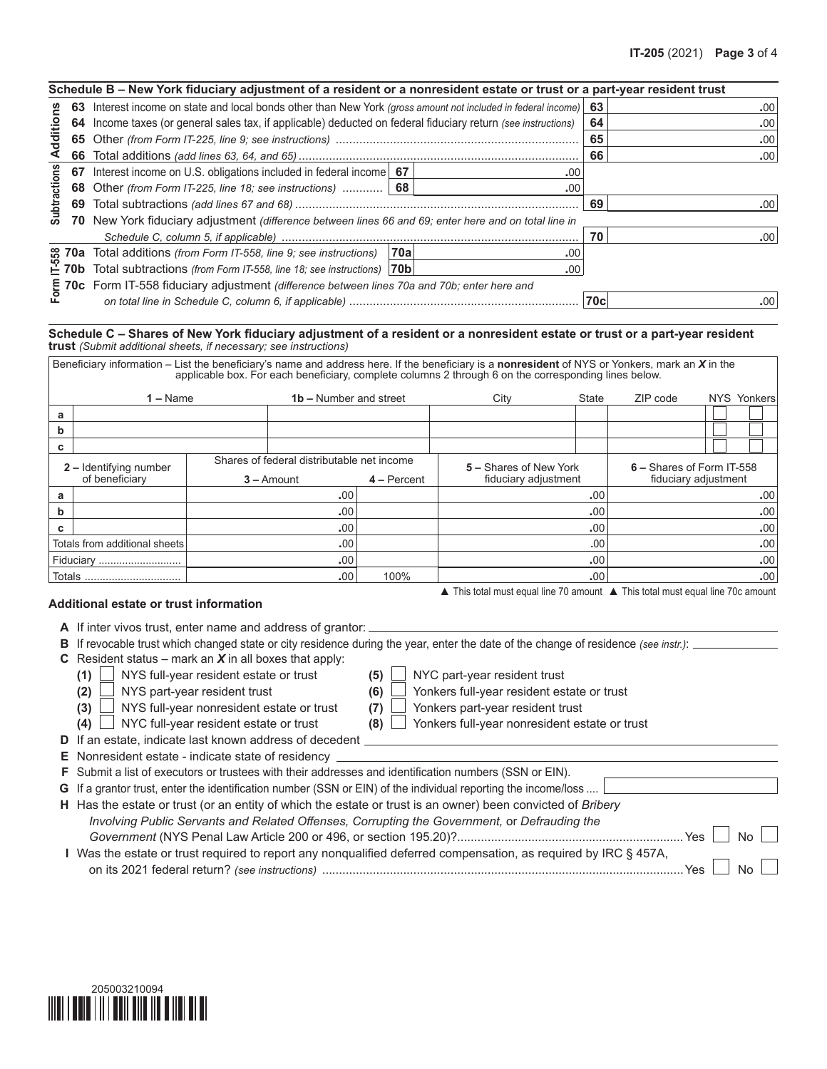### Schedule B – New York fiduciary adjustment of a resident or a nonresident estate or trust or a part-year resident trust

| | | | | | | |
|---|---|---|---|---|---|---|
| Additions | 63 | Interest income on state and local bonds other than New York *(gross amount not included in federal income)* | | | 63 | .00 |
| | 64 | Income taxes (or general sales tax, if applicable) deducted on federal fiduciary return *(see instructions)* | | | 64 | .00 |
| | 65 | Other *(from Form IT-225, line 9; see instructions)* | | | 65 | .00 |
| | 66 | Total additions *(add lines 63, 64, and 65)* | | | 66 | .00 |
| Subtractions | 67 | Interest income on U.S. obligations included in federal income | 67 | .00 | | |
| | 68 | Other *(from Form IT-225, line 18; see instructions)* | 68 | .00 | | |
| | 69 | Total subtractions *(add lines 67 and 68)* | | | 69 | .00 |
| | 70 | New York fiduciary adjustment *(difference between lines 66 and 69; enter here and on total line in Schedule C, column 5, if applicable)* | | | 70 | .00 |
| Form IT-558 | 70a | Total additions *(from Form IT-558, line 9; see instructions)* | 70a | .00 | | |
| | 70b | Total subtractions *(from Form IT-558, line 18; see instructions)* | 70b | .00 | | |
| | 70c | Form IT-558 fiduciary adjustment *(difference between lines 70a and 70b; enter here and on total line in Schedule C, column 6, if applicable)* | | | 70c | .00 |

### Schedule C – Shares of New York fiduciary adjustment of a resident or a nonresident estate or trust or a part-year resident trust *(Submit additional sheets, if necessary; see instructions)*

Beneficiary information – List the beneficiary's name and address here. If the beneficiary is a **nonresident** of NYS or Yonkers, mark an ***X*** in the applicable box. For each beneficiary, complete columns 2 through 6 on the corresponding lines below.

| | 1 – Name | 1b – Number and street | City | State | ZIP code | NYS | Yonkers |
|---|---|---|---|---|---|---|---|
| a | | | | | | ☐ | ☐ |
| b | | | | | | ☐ | ☐ |
| c | | | | | | ☐ | ☐ |

| | 2 – Identifying number of beneficiary | Shares of federal distributable net income 3 – Amount | 4 – Percent | 5 – Shares of New York fiduciary adjustment | 6 – Shares of Form IT-558 fiduciary adjustment |
|---|---|---|---|---|---|
| a | | .00 | | .00 | .00 |
| b | | .00 | | .00 | .00 |
| c | | .00 | | .00 | .00 |
| Totals from additional sheets | | .00 | | .00 | .00 |
| Fiduciary | | .00 | | .00 | .00 |
| Totals | | .00 | 100% | .00 | .00 |

▲ This total must equal line 70 amount ▲ This total must equal line 70c amount

### Additional estate or trust information

**A** If inter vivos trust, enter name and address of grantor: \_\_\_\_\_\_\_\_\_\_

**B** If revocable trust which changed state or city residence during the year, enter the date of the change of residence *(see instr.)*: \_\_\_\_\_\_\_\_\_\_

**C** Resident status – mark an ***X*** in all boxes that apply:

- **(1)** ☐ NYS full-year resident estate or trust
- **(2)** ☐ NYS part-year resident trust
- **(3)** ☐ NYS full-year nonresident estate or trust
- **(4)** ☐ NYC full-year resident estate or trust
- **(5)** ☐ NYC part-year resident trust
- **(6)** ☐ Yonkers full-year resident estate or trust
- **(7)** ☐ Yonkers part-year resident trust
- **(8)** ☐ Yonkers full-year nonresident estate or trust

**D** If an estate, indicate last known address of decedent \_\_\_\_\_\_\_\_\_\_

**E** Nonresident estate - indicate state of residency \_\_\_\_\_\_\_\_\_\_

**F** Submit a list of executors or trustees with their addresses and identification numbers (SSN or EIN).

**G** If a grantor trust, enter the identification number (SSN or EIN) of the individual reporting the income/loss .... \_\_\_\_\_\_\_\_\_\_

**H** Has the estate or trust (or an entity of which the estate or trust is an owner) been convicted of *Bribery Involving Public Servants and Related Offenses, Corrupting the Government,* or *Defrauding the Government* (NYS Penal Law Article 200 or 496, or section 195.20)? .... Yes ☐ No ☐

**I** Was the estate or trust required to report any nonqualified deferred compensation, as required by IRC § 457A, on its 2021 federal return? *(see instructions)* .... Yes ☐ No ☐

205003210094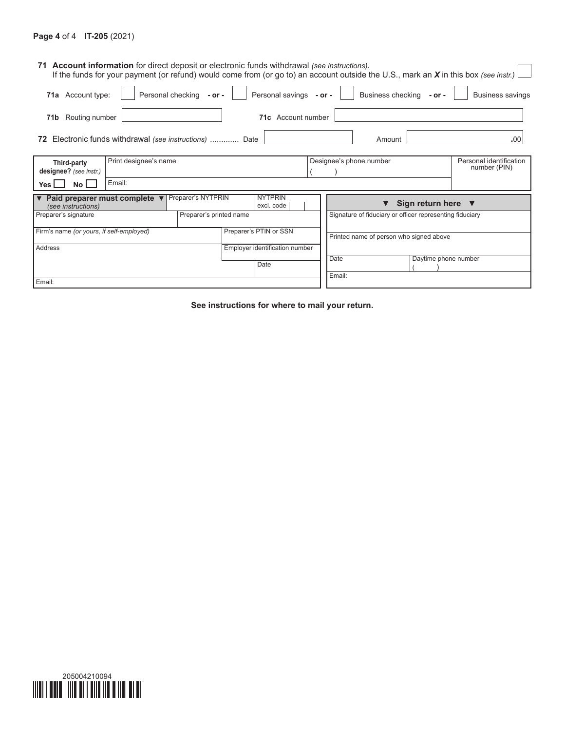**71 Account information** for direct deposit or electronic funds withdrawal *(see instructions)*.
If the funds for your payment (or refund) would come from (or go to) an account outside the U.S., mark an ***X*** in this box *(see instr.)* ☐

**71a** Account type: ☐ Personal checking **- or -** ☐ Personal savings **- or -** ☐ Business checking **- or -** ☐ Business savings

**71b** Routing number \_\_\_\_\_\_\_\_\_\_ **71c** Account number \_\_\_\_\_\_\_\_\_\_

**72** Electronic funds withdrawal *(see instructions)* ............. Date \_\_\_\_\_\_\_\_\_\_ Amount \_\_\_\_\_\_\_\_\_\_ **.**00

| | | | |
|---|---|---|---|
| **Third-party designee?** *(see instr.)* | Print designee's name | Designee's phone number ( ) | Personal identification number (PIN) |
| **Yes** ☐ **No** ☐ | Email: | | |

| | | | |
|---|---|---|---|
| ▼ **Paid preparer must complete** ▼ *(see instructions)* | Preparer's NYTPRIN | NYTPRIN excl. code | |
| Preparer's signature | Preparer's printed name | | |
| Firm's name *(or yours, if self-employed)* | | Preparer's PTIN or SSN | |
| Address | | Employer identification number | |
| | | Date | |
| Email: | | | |

| | |
|---|---|
| ▼ **Sign return here** ▼ | |
| Signature of fiduciary or officer representing fiduciary | |
| Printed name of person who signed above | |
| Date | Daytime phone number ( ) |
| Email: | |

**See instructions for where to mail your return.**

205004210094